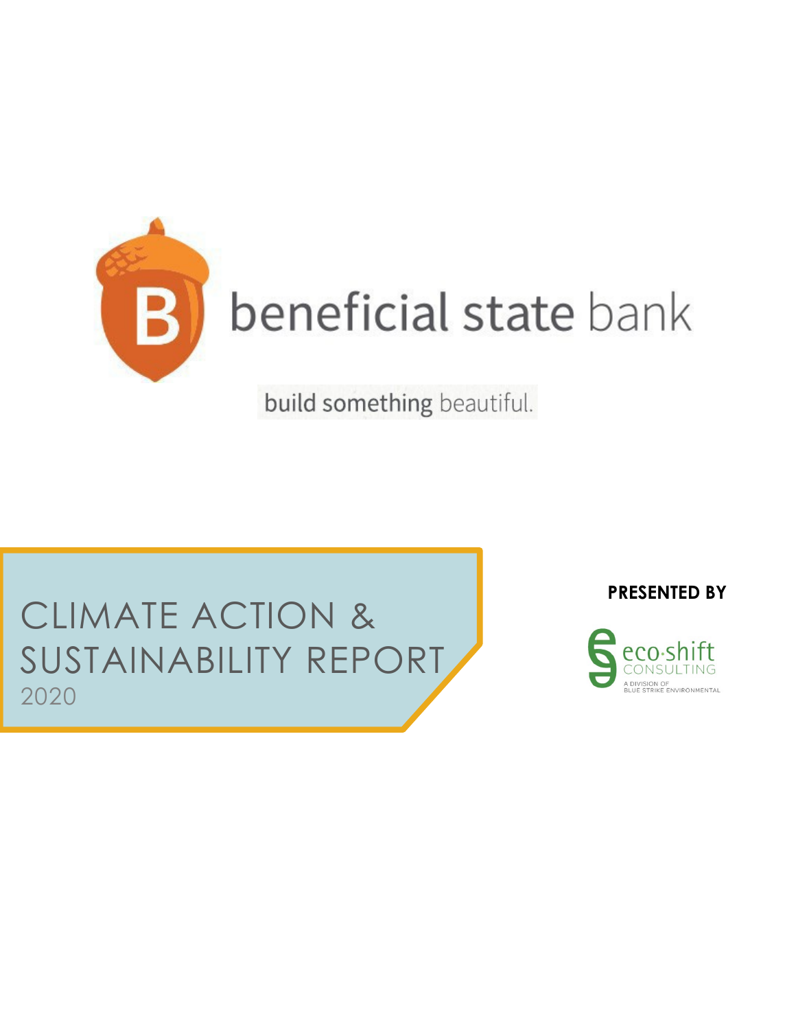beneficial state bank

build something beautiful.

# CLIMATE ACTION & SUSTAINABILITY REPORT

2020

**PRESENTED BY**

eco·shift CONSULTING

A DIVISION OF BLUE STRIKE ENVIRONMENTAL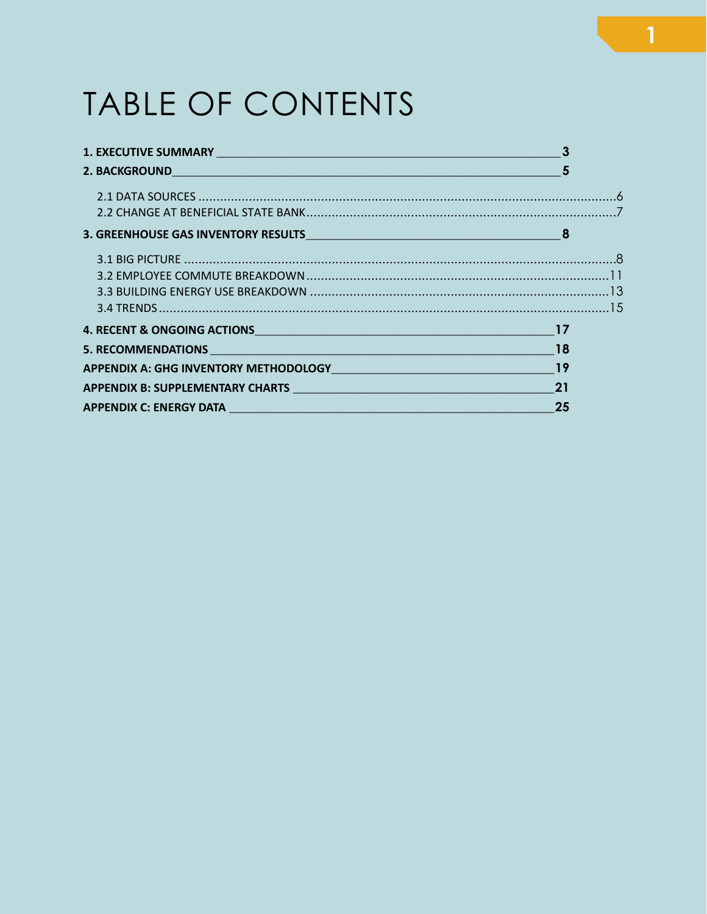# TABLE OF CONTENTS

**1. EXECUTIVE SUMMARY** 3

**2. BACKGROUND** 5

- 2.1 DATA SOURCES ........ 6
- 2.2 CHANGE AT BENEFICIAL STATE BANK ........ 7

**3. GREENHOUSE GAS INVENTORY RESULTS** 8

- 3.1 BIG PICTURE ........ 8
- 3.2 EMPLOYEE COMMUTE BREAKDOWN ........ 11
- 3.3 BUILDING ENERGY USE BREAKDOWN ........ 13
- 3.4 TRENDS ........ 15

**4. RECENT & ONGOING ACTIONS** 17

**5. RECOMMENDATIONS** 18

**APPENDIX A: GHG INVENTORY METHODOLOGY** 19

**APPENDIX B: SUPPLEMENTARY CHARTS** 21

**APPENDIX C: ENERGY DATA** 25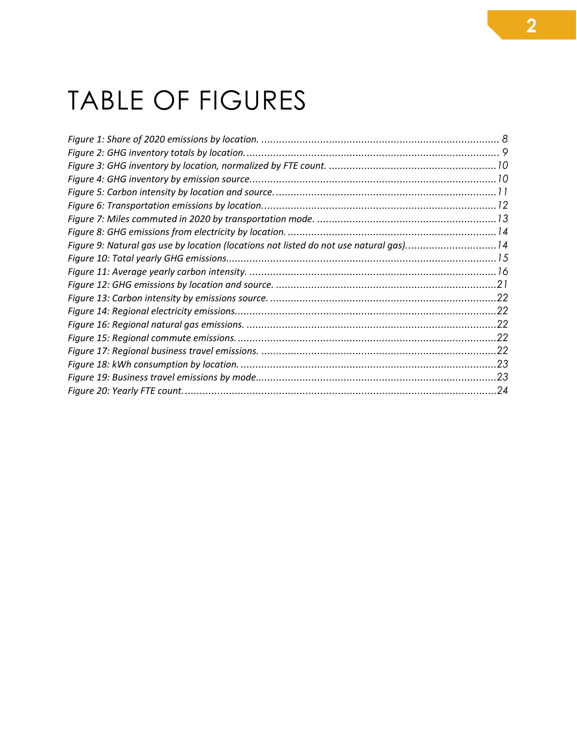# TABLE OF FIGURES

*Figure 1: Share of 2020 emissions by location.* ........................................................................................ 8
*Figure 2: GHG inventory totals by location.* ............................................................................................ 9
*Figure 3: GHG inventory by location, normalized by FTE count.* ..........................................................10
*Figure 4: GHG inventory by emission source.* ........................................................................................10
*Figure 5: Carbon intensity by location and source.* ...............................................................................11
*Figure 6: Transportation emissions by location.* ...................................................................................12
*Figure 7: Miles commuted in 2020 by transportation mode.* .................................................................13
*Figure 8: GHG emissions from electricity by location.* ...........................................................................14
*Figure 9: Natural gas use by location (locations not listed do not use natural gas).* ..............................14
*Figure 10: Total yearly GHG emissions.* ..................................................................................................15
*Figure 11: Average yearly carbon intensity.* ...........................................................................................16
*Figure 12: GHG emissions by location and source.* ................................................................................21
*Figure 13: Carbon intensity by emissions source.* ..................................................................................22
*Figure 14: Regional electricity emissions.* ..............................................................................................22
*Figure 16: Regional natural gas emissions.* ............................................................................................22
*Figure 15: Regional commute emissions.* ...............................................................................................22
*Figure 17: Regional business travel emissions.* ......................................................................................22
*Figure 18: kWh consumption by location.* ..............................................................................................23
*Figure 19: Business travel emissions by mode.* ......................................................................................23
*Figure 20: Yearly FTE count.* ...................................................................................................................24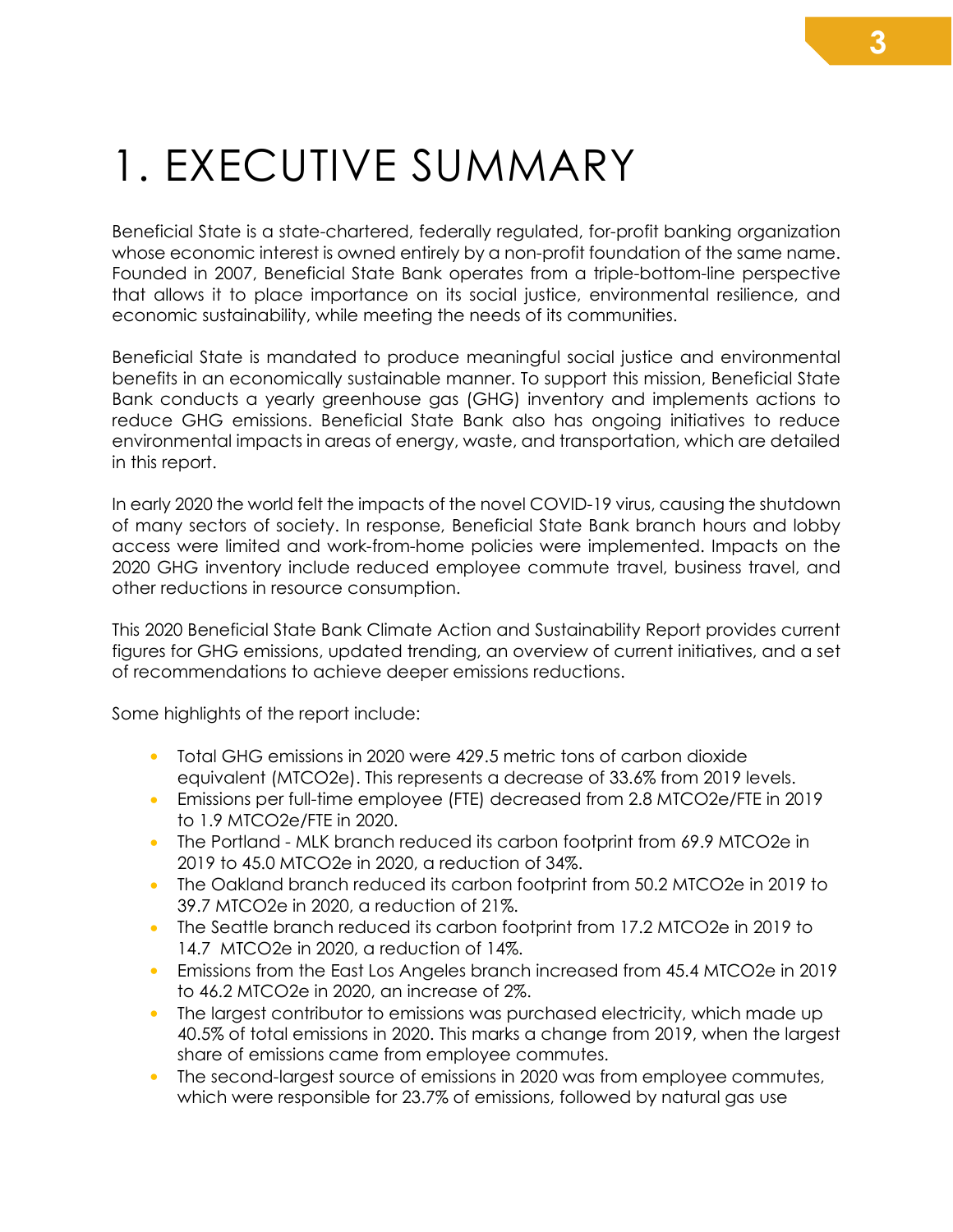# 1. EXECUTIVE SUMMARY

Beneficial State is a state-chartered, federally regulated, for-profit banking organization whose economic interest is owned entirely by a non-profit foundation of the same name. Founded in 2007, Beneficial State Bank operates from a triple-bottom-line perspective that allows it to place importance on its social justice, environmental resilience, and economic sustainability, while meeting the needs of its communities.

Beneficial State is mandated to produce meaningful social justice and environmental benefits in an economically sustainable manner. To support this mission, Beneficial State Bank conducts a yearly greenhouse gas (GHG) inventory and implements actions to reduce GHG emissions. Beneficial State Bank also has ongoing initiatives to reduce environmental impacts in areas of energy, waste, and transportation, which are detailed in this report.

In early 2020 the world felt the impacts of the novel COVID-19 virus, causing the shutdown of many sectors of society. In response, Beneficial State Bank branch hours and lobby access were limited and work-from-home policies were implemented. Impacts on the 2020 GHG inventory include reduced employee commute travel, business travel, and other reductions in resource consumption.

This 2020 Beneficial State Bank Climate Action and Sustainability Report provides current figures for GHG emissions, updated trending, an overview of current initiatives, and a set of recommendations to achieve deeper emissions reductions.

Some highlights of the report include:

- Total GHG emissions in 2020 were 429.5 metric tons of carbon dioxide equivalent (MTCO2e). This represents a decrease of 33.6% from 2019 levels.
- Emissions per full-time employee (FTE) decreased from 2.8 MTCO2e/FTE in 2019 to 1.9 MTCO2e/FTE in 2020.
- The Portland - MLK branch reduced its carbon footprint from 69.9 MTCO2e in 2019 to 45.0 MTCO2e in 2020, a reduction of 34%.
- The Oakland branch reduced its carbon footprint from 50.2 MTCO2e in 2019 to 39.7 MTCO2e in 2020, a reduction of 21%.
- The Seattle branch reduced its carbon footprint from 17.2 MTCO2e in 2019 to 14.7 MTCO2e in 2020, a reduction of 14%.
- Emissions from the East Los Angeles branch increased from 45.4 MTCO2e in 2019 to 46.2 MTCO2e in 2020, an increase of 2%.
- The largest contributor to emissions was purchased electricity, which made up 40.5% of total emissions in 2020. This marks a change from 2019, when the largest share of emissions came from employee commutes.
- The second-largest source of emissions in 2020 was from employee commutes, which were responsible for 23.7% of emissions, followed by natural gas use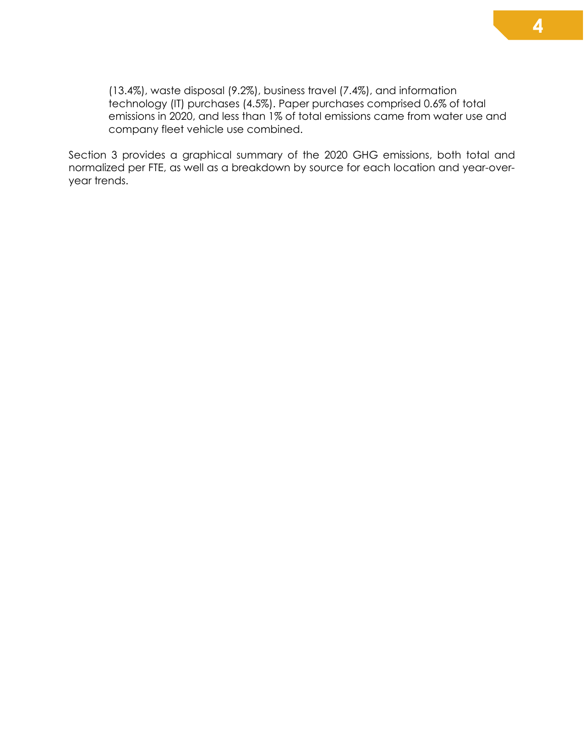(13.4%), waste disposal (9.2%), business travel (7.4%), and information technology (IT) purchases (4.5%). Paper purchases comprised 0.6% of total emissions in 2020, and less than 1% of total emissions came from water use and company fleet vehicle use combined.

Section 3 provides a graphical summary of the 2020 GHG emissions, both total and normalized per FTE, as well as a breakdown by source for each location and year-over-year trends.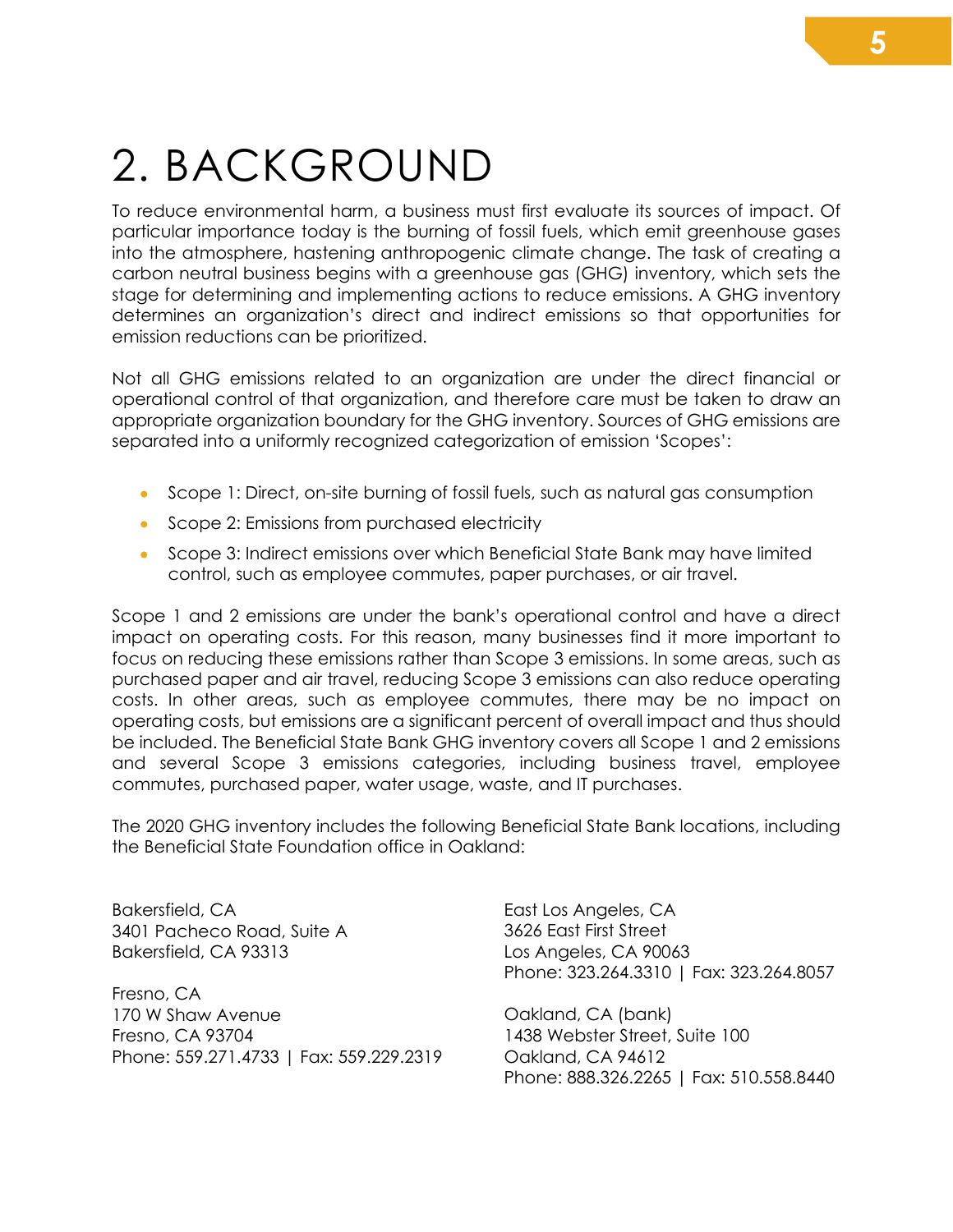# 2. BACKGROUND

To reduce environmental harm, a business must first evaluate its sources of impact. Of particular importance today is the burning of fossil fuels, which emit greenhouse gases into the atmosphere, hastening anthropogenic climate change. The task of creating a carbon neutral business begins with a greenhouse gas (GHG) inventory, which sets the stage for determining and implementing actions to reduce emissions. A GHG inventory determines an organization's direct and indirect emissions so that opportunities for emission reductions can be prioritized.

Not all GHG emissions related to an organization are under the direct financial or operational control of that organization, and therefore care must be taken to draw an appropriate organization boundary for the GHG inventory. Sources of GHG emissions are separated into a uniformly recognized categorization of emission 'Scopes':

- Scope 1: Direct, on-site burning of fossil fuels, such as natural gas consumption
- Scope 2: Emissions from purchased electricity
- Scope 3: Indirect emissions over which Beneficial State Bank may have limited control, such as employee commutes, paper purchases, or air travel.

Scope 1 and 2 emissions are under the bank's operational control and have a direct impact on operating costs. For this reason, many businesses find it more important to focus on reducing these emissions rather than Scope 3 emissions. In some areas, such as purchased paper and air travel, reducing Scope 3 emissions can also reduce operating costs. In other areas, such as employee commutes, there may be no impact on operating costs, but emissions are a significant percent of overall impact and thus should be included. The Beneficial State Bank GHG inventory covers all Scope 1 and 2 emissions and several Scope 3 emissions categories, including business travel, employee commutes, purchased paper, water usage, waste, and IT purchases.

The 2020 GHG inventory includes the following Beneficial State Bank locations, including the Beneficial State Foundation office in Oakland:

Bakersfield, CA
3401 Pacheco Road, Suite A
Bakersfield, CA 93313

Fresno, CA
170 W Shaw Avenue
Fresno, CA 93704
Phone: 559.271.4733 | Fax: 559.229.2319

East Los Angeles, CA
3626 East First Street
Los Angeles, CA 90063
Phone: 323.264.3310 | Fax: 323.264.8057

Oakland, CA (bank)
1438 Webster Street, Suite 100
Oakland, CA 94612
Phone: 888.326.2265 | Fax: 510.558.8440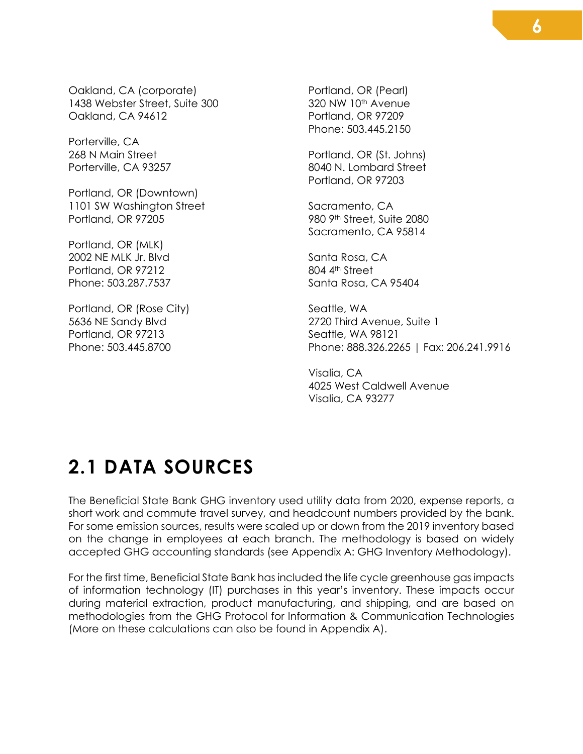Oakland, CA (corporate)
1438 Webster Street, Suite 300
Oakland, CA 94612

Porterville, CA
268 N Main Street
Porterville, CA 93257

Portland, OR (Downtown)
1101 SW Washington Street
Portland, OR 97205

Portland, OR (MLK)
2002 NE MLK Jr. Blvd
Portland, OR 97212
Phone: 503.287.7537

Portland, OR (Rose City)
5636 NE Sandy Blvd
Portland, OR 97213
Phone: 503.445.8700

Portland, OR (Pearl)
320 NW 10th Avenue
Portland, OR 97209
Phone: 503.445.2150

Portland, OR (St. Johns)
8040 N. Lombard Street
Portland, OR 97203

Sacramento, CA
980 9th Street, Suite 2080
Sacramento, CA 95814

Santa Rosa, CA
804 4th Street
Santa Rosa, CA 95404

Seattle, WA
2720 Third Avenue, Suite 1
Seattle, WA 98121
Phone: 888.326.2265 | Fax: 206.241.9916

Visalia, CA
4025 West Caldwell Avenue
Visalia, CA 93277

## 2.1 DATA SOURCES

The Beneficial State Bank GHG inventory used utility data from 2020, expense reports, a short work and commute travel survey, and headcount numbers provided by the bank. For some emission sources, results were scaled up or down from the 2019 inventory based on the change in employees at each branch. The methodology is based on widely accepted GHG accounting standards (see Appendix A: GHG Inventory Methodology).

For the first time, Beneficial State Bank has included the life cycle greenhouse gas impacts of information technology (IT) purchases in this year's inventory. These impacts occur during material extraction, product manufacturing, and shipping, and are based on methodologies from the GHG Protocol for Information & Communication Technologies (More on these calculations can also be found in Appendix A).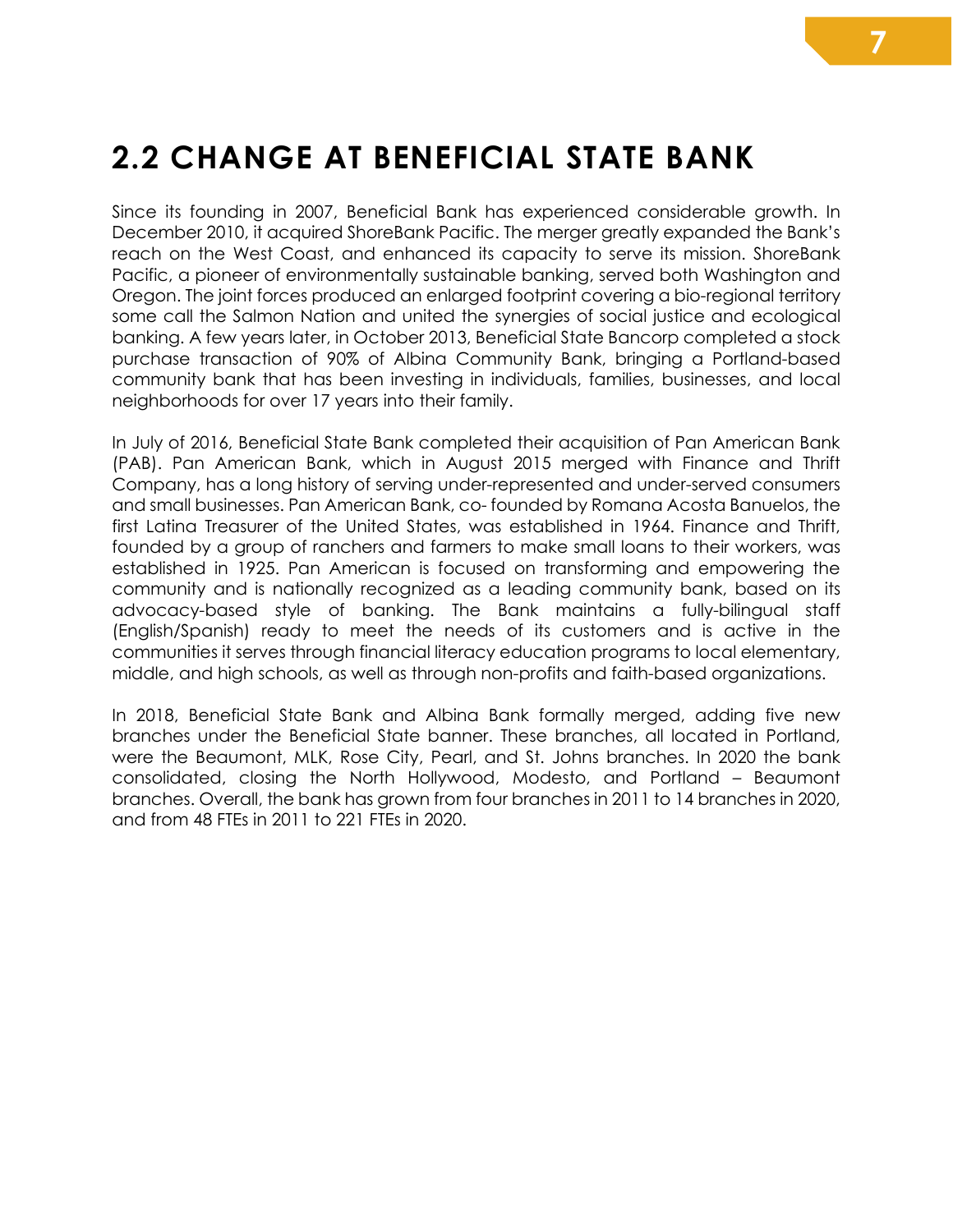## 2.2 CHANGE AT BENEFICIAL STATE BANK

Since its founding in 2007, Beneficial Bank has experienced considerable growth. In December 2010, it acquired ShoreBank Pacific. The merger greatly expanded the Bank's reach on the West Coast, and enhanced its capacity to serve its mission. ShoreBank Pacific, a pioneer of environmentally sustainable banking, served both Washington and Oregon. The joint forces produced an enlarged footprint covering a bio-regional territory some call the Salmon Nation and united the synergies of social justice and ecological banking. A few years later, in October 2013, Beneficial State Bancorp completed a stock purchase transaction of 90% of Albina Community Bank, bringing a Portland-based community bank that has been investing in individuals, families, businesses, and local neighborhoods for over 17 years into their family.

In July of 2016, Beneficial State Bank completed their acquisition of Pan American Bank (PAB). Pan American Bank, which in August 2015 merged with Finance and Thrift Company, has a long history of serving under-represented and under-served consumers and small businesses. Pan American Bank, co- founded by Romana Acosta Banuelos, the first Latina Treasurer of the United States, was established in 1964. Finance and Thrift, founded by a group of ranchers and farmers to make small loans to their workers, was established in 1925. Pan American is focused on transforming and empowering the community and is nationally recognized as a leading community bank, based on its advocacy-based style of banking. The Bank maintains a fully-bilingual staff (English/Spanish) ready to meet the needs of its customers and is active in the communities it serves through financial literacy education programs to local elementary, middle, and high schools, as well as through non-profits and faith-based organizations.

In 2018, Beneficial State Bank and Albina Bank formally merged, adding five new branches under the Beneficial State banner. These branches, all located in Portland, were the Beaumont, MLK, Rose City, Pearl, and St. Johns branches. In 2020 the bank consolidated, closing the North Hollywood, Modesto, and Portland – Beaumont branches. Overall, the bank has grown from four branches in 2011 to 14 branches in 2020, and from 48 FTEs in 2011 to 221 FTEs in 2020.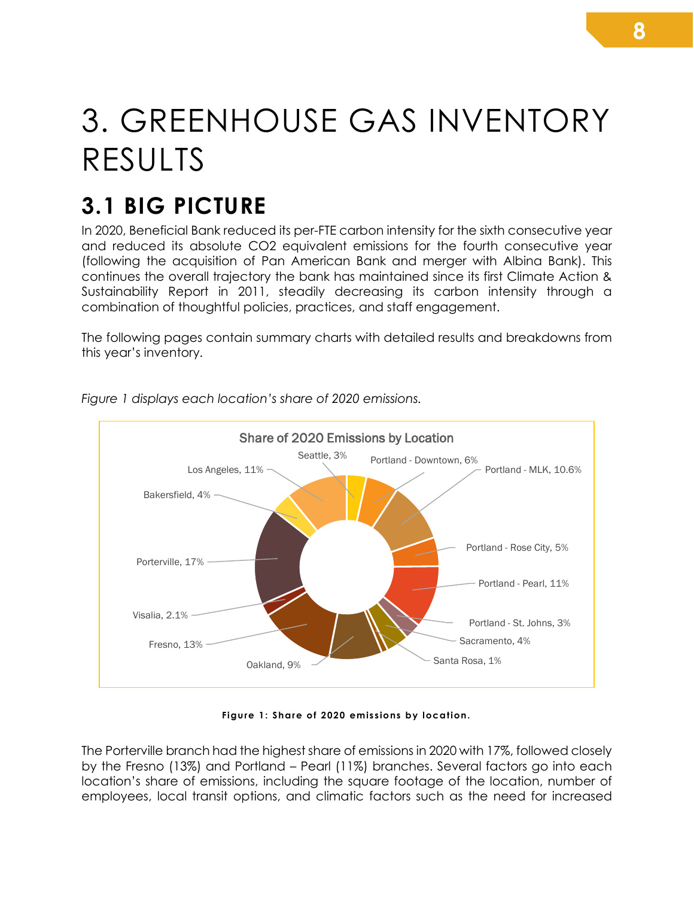# 3. GREENHOUSE GAS INVENTORY RESULTS

## 3.1 BIG PICTURE

In 2020, Beneficial Bank reduced its per-FTE carbon intensity for the sixth consecutive year and reduced its absolute CO2 equivalent emissions for the fourth consecutive year (following the acquisition of Pan American Bank and merger with Albina Bank). This continues the overall trajectory the bank has maintained since its first Climate Action & Sustainability Report in 2011, steadily decreasing its carbon intensity through a combination of thoughtful policies, practices, and staff engagement.

The following pages contain summary charts with detailed results and breakdowns from this year's inventory.

*Figure 1 displays each location's share of 2020 emissions.*

**Figure 1: Share of 2020 emissions by location.**

The Porterville branch had the highest share of emissions in 2020 with 17%, followed closely by the Fresno (13%) and Portland – Pearl (11%) branches. Several factors go into each location's share of emissions, including the square footage of the location, number of employees, local transit options, and climatic factors such as the need for increased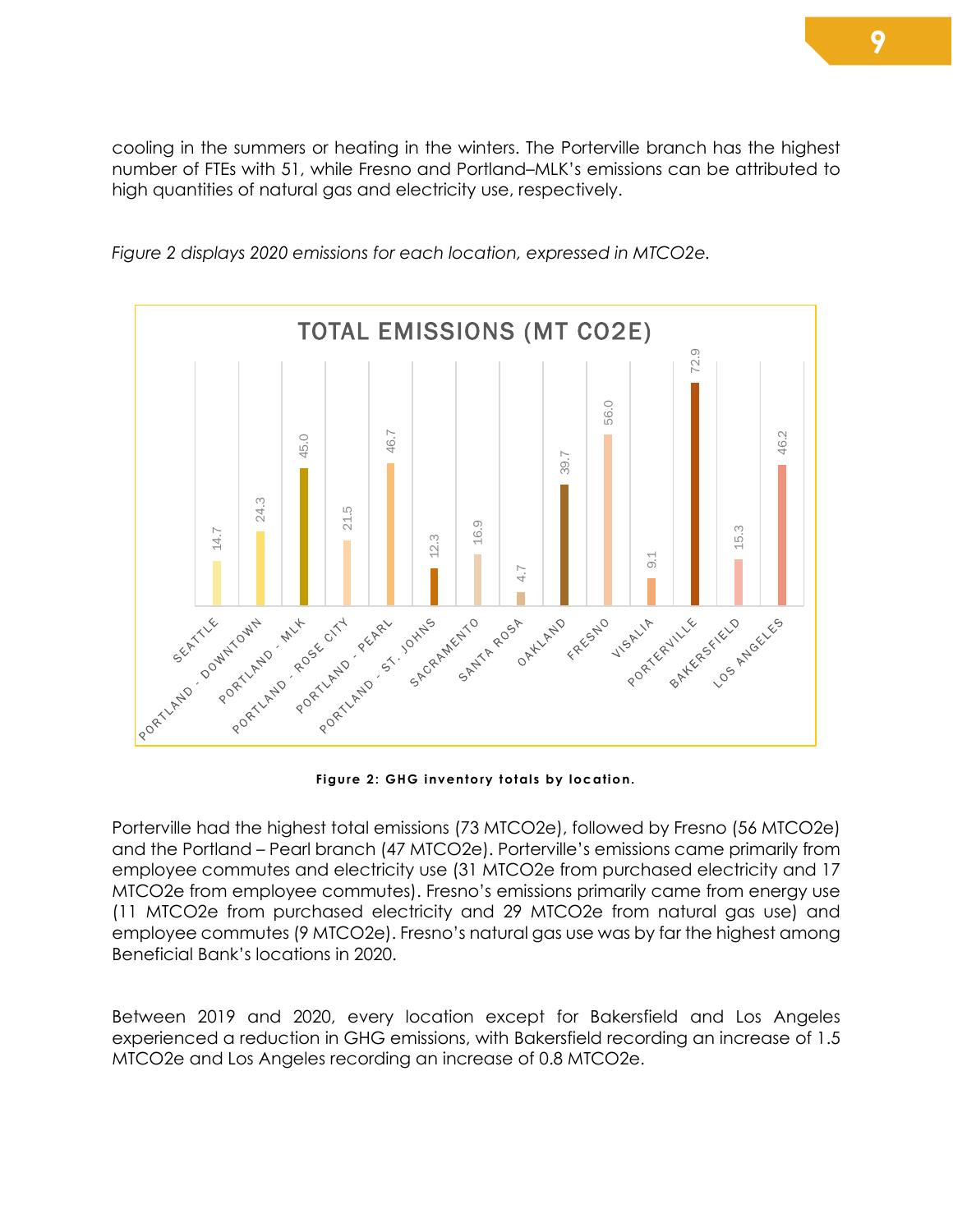cooling in the summers or heating in the winters. The Porterville branch has the highest number of FTEs with 51, while Fresno and Portland–MLK's emissions can be attributed to high quantities of natural gas and electricity use, respectively.

*Figure 2 displays 2020 emissions for each location, expressed in MTCO2e.*

**TOTAL EMISSIONS (MT CO2E)**

| Location | Total Emissions (MT CO2E) |
| --- | --- |
| SEATTLE | 14.7 |
| PORTLAND - DOWNTOWN | 24.3 |
| PORTLAND - MLK | 45.0 |
| PORTLAND - ROSE CITY | 21.5 |
| PORTLAND - PEARL | 46.7 |
| PORTLAND - ST. JOHNS | 12.3 |
| SACRAMENTO | 16.9 |
| SANTA ROSA | 4.7 |
| OAKLAND | 39.7 |
| FRESNO | 56.0 |
| VISALIA | 9.1 |
| PORTERVILLE | 72.9 |
| BAKERSFIELD | 15.3 |
| LOS ANGELES | 46.2 |

**Figure 2: GHG inventory totals by location.**

Porterville had the highest total emissions (73 MTCO2e), followed by Fresno (56 MTCO2e) and the Portland – Pearl branch (47 MTCO2e). Porterville's emissions came primarily from employee commutes and electricity use (31 MTCO2e from purchased electricity and 17 MTCO2e from employee commutes). Fresno's emissions primarily came from energy use (11 MTCO2e from purchased electricity and 29 MTCO2e from natural gas use) and employee commutes (9 MTCO2e). Fresno's natural gas use was by far the highest among Beneficial Bank's locations in 2020.

Between 2019 and 2020, every location except for Bakersfield and Los Angeles experienced a reduction in GHG emissions, with Bakersfield recording an increase of 1.5 MTCO2e and Los Angeles recording an increase of 0.8 MTCO2e.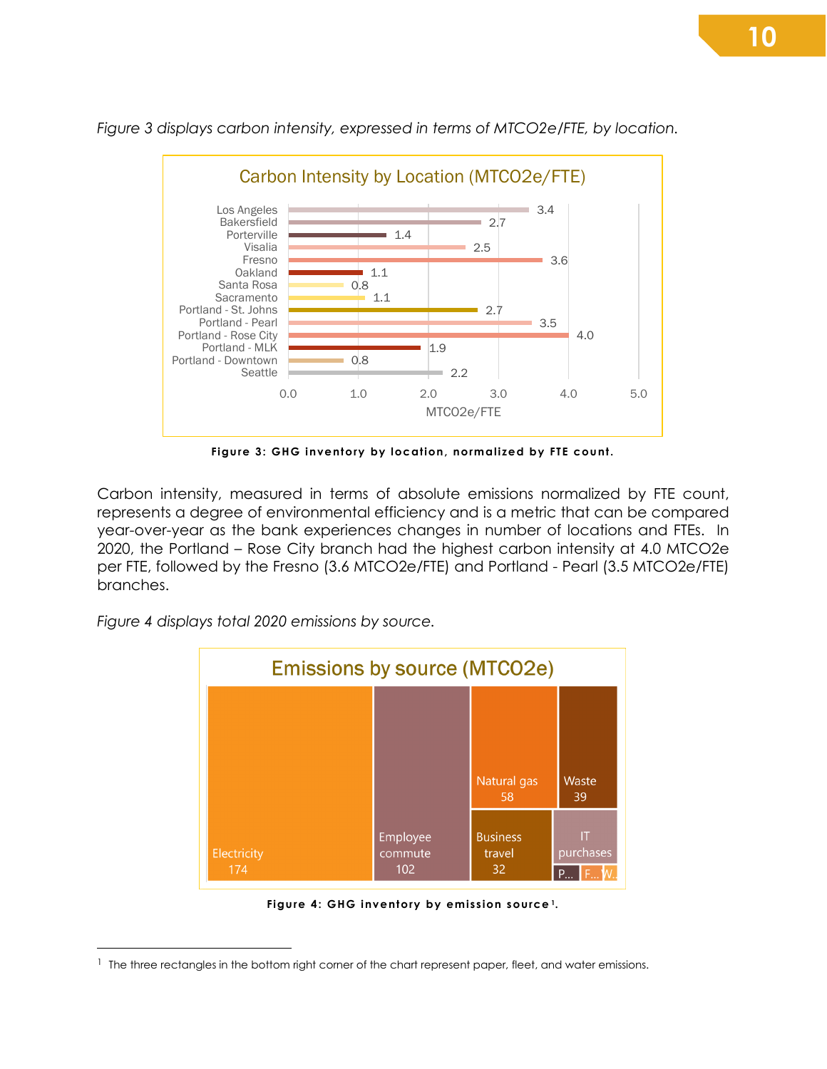*Figure 3 displays carbon intensity, expressed in terms of MTCO2e/FTE, by location.*

**Carbon Intensity by Location (MTCO2e/FTE)**

| Location | MTCO2e/FTE |
|---|---|
| Los Angeles | 3.4 |
| Bakersfield | 2.7 |
| Porterville | 1.4 |
| Visalia | 2.5 |
| Fresno | 3.6 |
| Oakland | 1.1 |
| Santa Rosa | 0.8 |
| Sacramento | 1.1 |
| Portland - St. Johns | 2.7 |
| Portland - Pearl | 3.5 |
| Portland - Rose City | 4.0 |
| Portland - MLK | 1.9 |
| Portland - Downtown | 0.8 |
| Seattle | 2.2 |

**Figure 3: GHG inventory by location, normalized by FTE count.**

Carbon intensity, measured in terms of absolute emissions normalized by FTE count, represents a degree of environmental efficiency and is a metric that can be compared year-over-year as the bank experiences changes in number of locations and FTEs. In 2020, the Portland – Rose City branch had the highest carbon intensity at 4.0 MTCO2e per FTE, followed by the Fresno (3.6 MTCO2e/FTE) and Portland - Pearl (3.5 MTCO2e/FTE) branches.

*Figure 4 displays total 2020 emissions by source.*

**Emissions by source (MTCO2e)**

| Source | MTCO2e |
|---|---|
| Electricity | 174 |
| Employee commute | 102 |
| Natural gas | 58 |
| Waste | 39 |
| Business travel | 32 |
| IT purchases | |
| P... | |
| F... | |
| W... | |

**Figure 4: GHG inventory by emission source[1].**

[1] The three rectangles in the bottom right corner of the chart represent paper, fleet, and water emissions.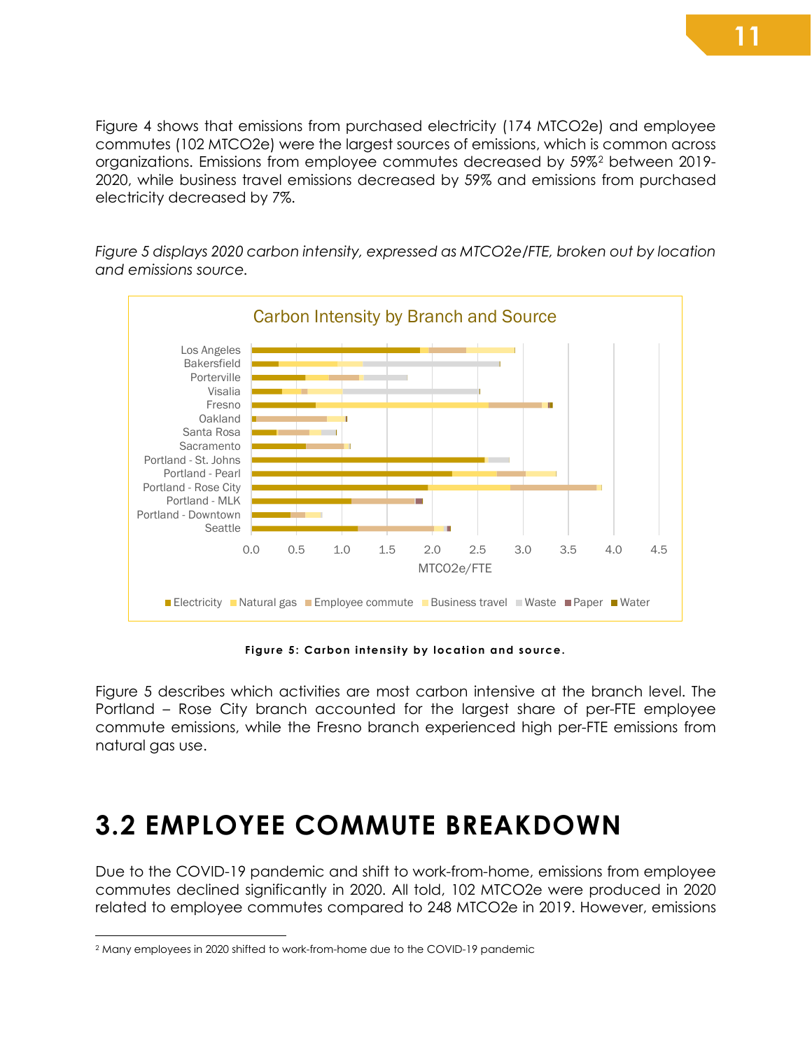Figure 4 shows that emissions from purchased electricity (174 MTCO2e) and employee commutes (102 MTCO2e) were the largest sources of emissions, which is common across organizations. Emissions from employee commutes decreased by 59%[2] between 2019-2020, while business travel emissions decreased by 59% and emissions from purchased electricity decreased by 7%.

*Figure 5 displays 2020 carbon intensity, expressed as MTCO2e/FTE, broken out by location and emissions source.*

**Figure 5: Carbon intensity by location and source.**

Figure 5 describes which activities are most carbon intensive at the branch level. The Portland – Rose City branch accounted for the largest share of per-FTE employee commute emissions, while the Fresno branch experienced high per-FTE emissions from natural gas use.

# 3.2 EMPLOYEE COMMUTE BREAKDOWN

Due to the COVID-19 pandemic and shift to work-from-home, emissions from employee commutes declined significantly in 2020. All told, 102 MTCO2e were produced in 2020 related to employee commutes compared to 248 MTCO2e in 2019. However, emissions

[2] Many employees in 2020 shifted to work-from-home due to the COVID-19 pandemic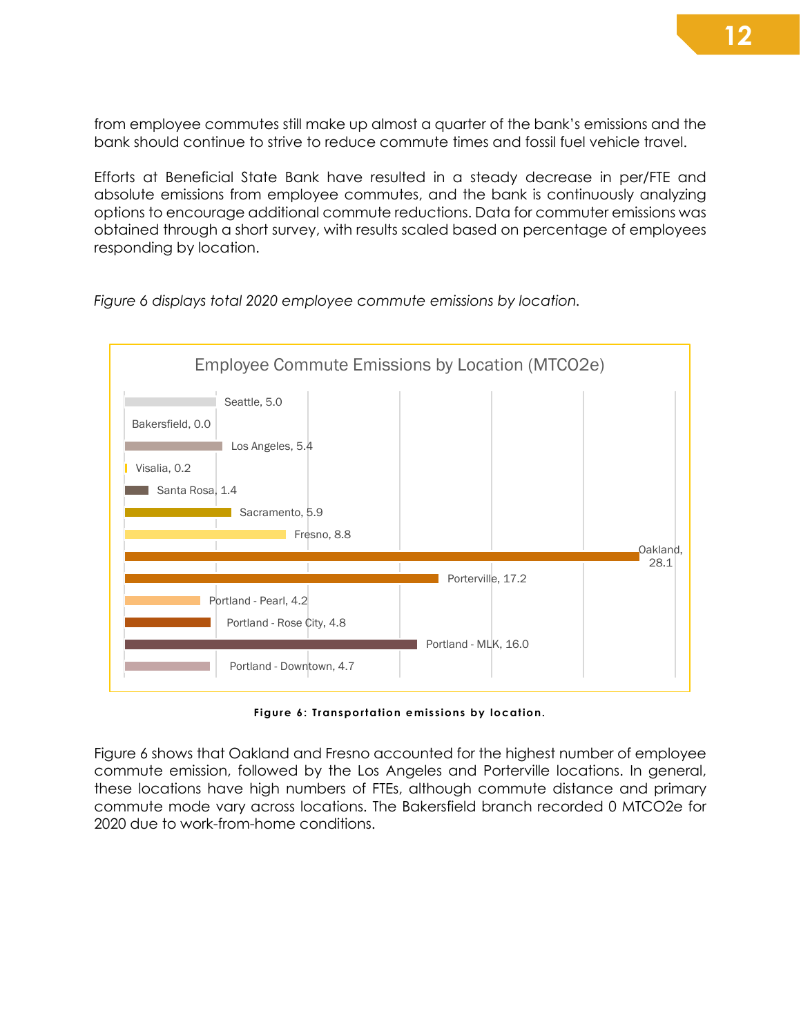from employee commutes still make up almost a quarter of the bank's emissions and the bank should continue to strive to reduce commute times and fossil fuel vehicle travel.

Efforts at Beneficial State Bank have resulted in a steady decrease in per/FTE and absolute emissions from employee commutes, and the bank is continuously analyzing options to encourage additional commute reductions. Data for commuter emissions was obtained through a short survey, with results scaled based on percentage of employees responding by location.

*Figure 6 displays total 2020 employee commute emissions by location.*

**Employee Commute Emissions by Location (MTCO2e)**

| Location | MTCO2e |
|---|---|
| Seattle | 5.0 |
| Bakersfield | 0.0 |
| Los Angeles | 5.4 |
| Visalia | 0.2 |
| Santa Rosa | 1.4 |
| Sacramento | 5.9 |
| Fresno | 8.8 |
| Oakland | 28.1 |
| Porterville | 17.2 |
| Portland - Pearl | 4.2 |
| Portland - Rose City | 4.8 |
| Portland - MLK | 16.0 |
| Portland - Downtown | 4.7 |

**Figure 6: Transportation emissions by location.**

Figure 6 shows that Oakland and Fresno accounted for the highest number of employee commute emission, followed by the Los Angeles and Porterville locations. In general, these locations have high numbers of FTEs, although commute distance and primary commute mode vary across locations. The Bakersfield branch recorded 0 MTCO2e for 2020 due to work-from-home conditions.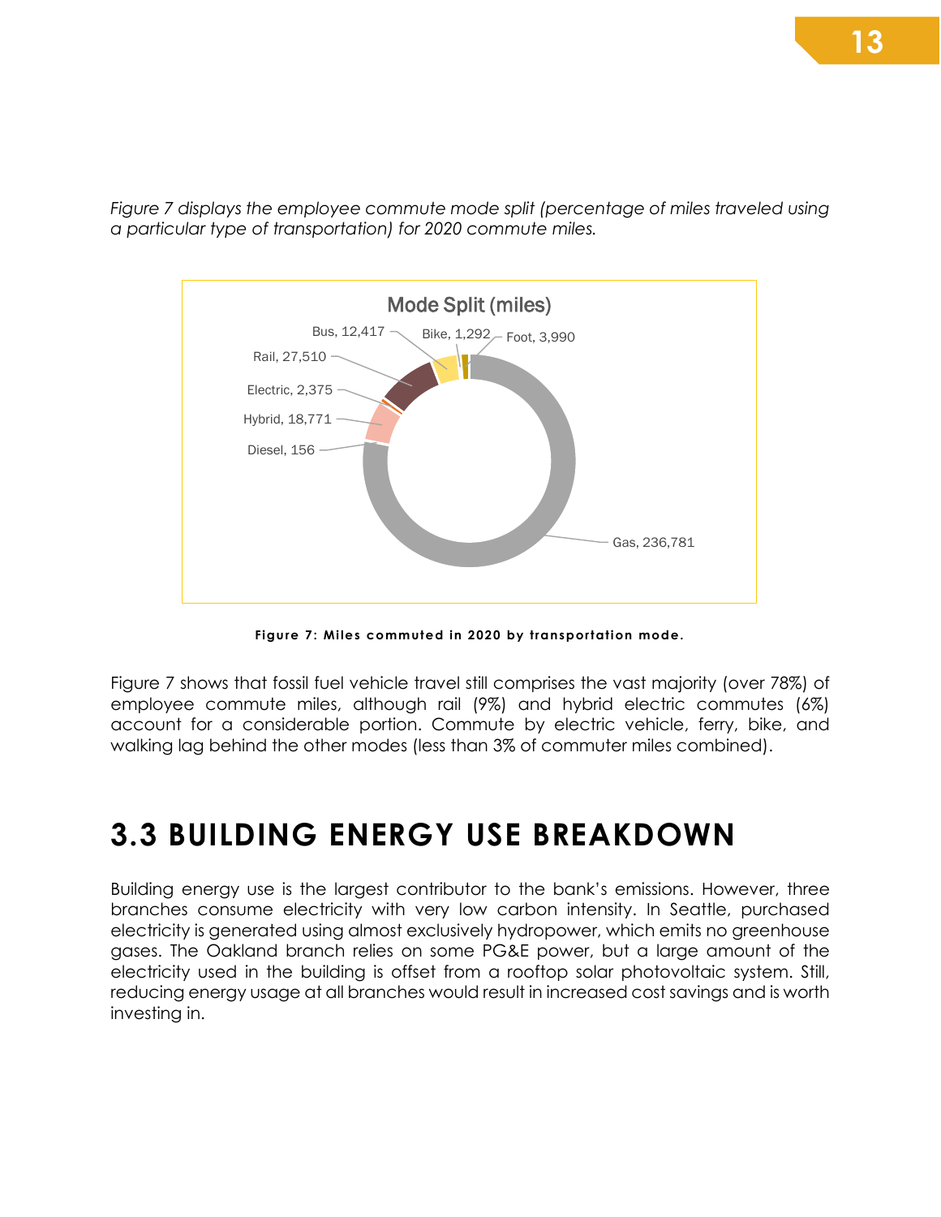*Figure 7 displays the employee commute mode split (percentage of miles traveled using a particular type of transportation) for 2020 commute miles.*

**Figure 7: Miles commuted in 2020 by transportation mode.**

Figure 7 shows that fossil fuel vehicle travel still comprises the vast majority (over 78%) of employee commute miles, although rail (9%) and hybrid electric commutes (6%) account for a considerable portion. Commute by electric vehicle, ferry, bike, and walking lag behind the other modes (less than 3% of commuter miles combined).

## 3.3 BUILDING ENERGY USE BREAKDOWN

Building energy use is the largest contributor to the bank's emissions. However, three branches consume electricity with very low carbon intensity. In Seattle, purchased electricity is generated using almost exclusively hydropower, which emits no greenhouse gases. The Oakland branch relies on some PG&E power, but a large amount of the electricity used in the building is offset from a rooftop solar photovoltaic system. Still, reducing energy usage at all branches would result in increased cost savings and is worth investing in.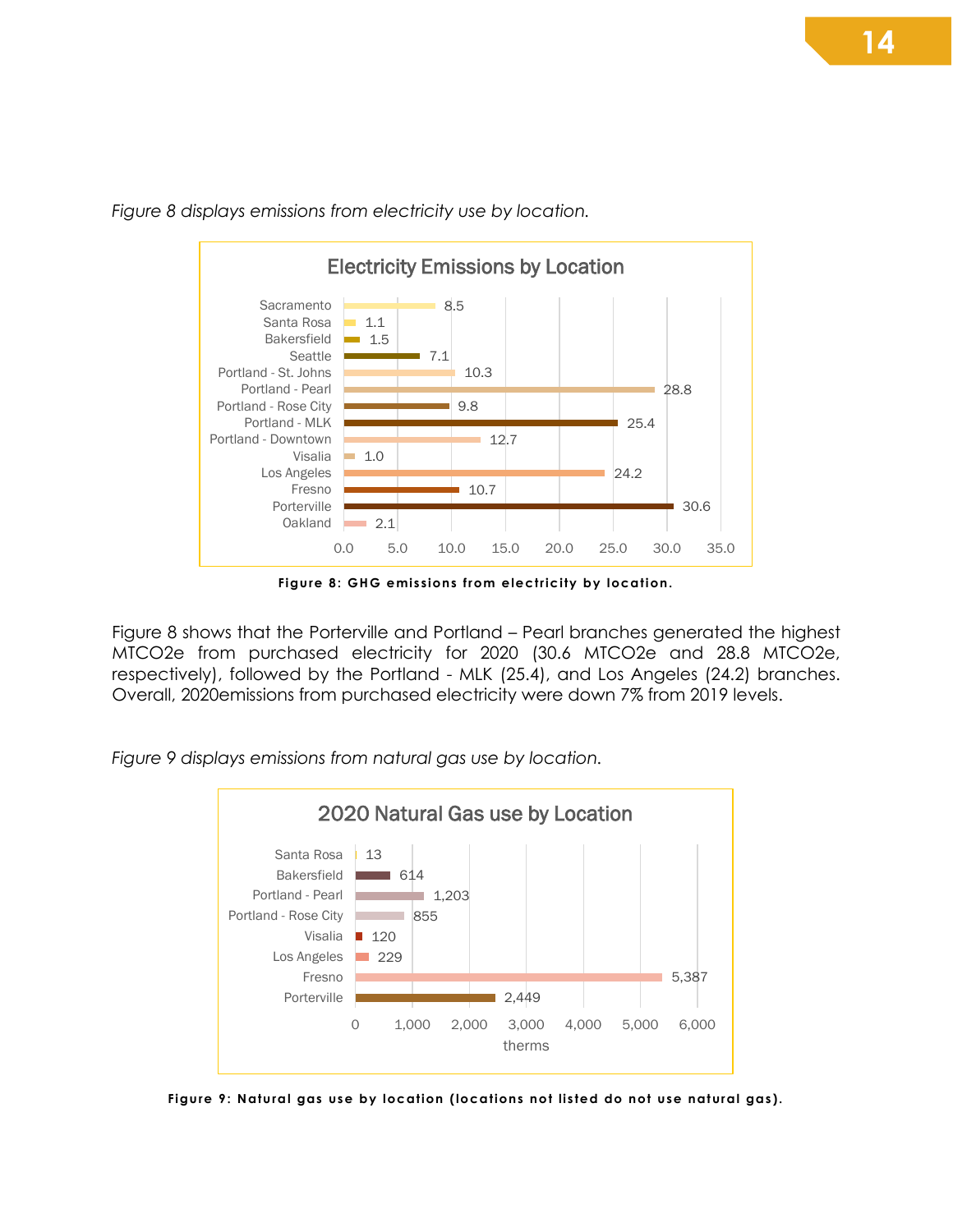*Figure 8 displays emissions from electricity use by location.*

| Location | Electricity Emissions |
|---|---|
| Sacramento | 8.5 |
| Santa Rosa | 1.1 |
| Bakersfield | 1.5 |
| Seattle | 7.1 |
| Portland - St. Johns | 10.3 |
| Portland - Pearl | 28.8 |
| Portland - Rose City | 9.8 |
| Portland - MLK | 25.4 |
| Portland - Downtown | 12.7 |
| Visalia | 1.0 |
| Los Angeles | 24.2 |
| Fresno | 10.7 |
| Porterville | 30.6 |
| Oakland | 2.1 |

**Figure 8: GHG emissions from electricity by location.**

Figure 8 shows that the Porterville and Portland – Pearl branches generated the highest MTCO2e from purchased electricity for 2020 (30.6 MTCO2e and 28.8 MTCO2e, respectively), followed by the Portland - MLK (25.4), and Los Angeles (24.2) branches. Overall, 2020emissions from purchased electricity were down 7% from 2019 levels.

*Figure 9 displays emissions from natural gas use by location.*

| Location | 2020 Natural Gas use (therms) |
|---|---|
| Santa Rosa | 13 |
| Bakersfield | 614 |
| Portland - Pearl | 1,203 |
| Portland - Rose City | 855 |
| Visalia | 120 |
| Los Angeles | 229 |
| Fresno | 5,387 |
| Porterville | 2,449 |

**Figure 9: Natural gas use by location (locations not listed do not use natural gas).**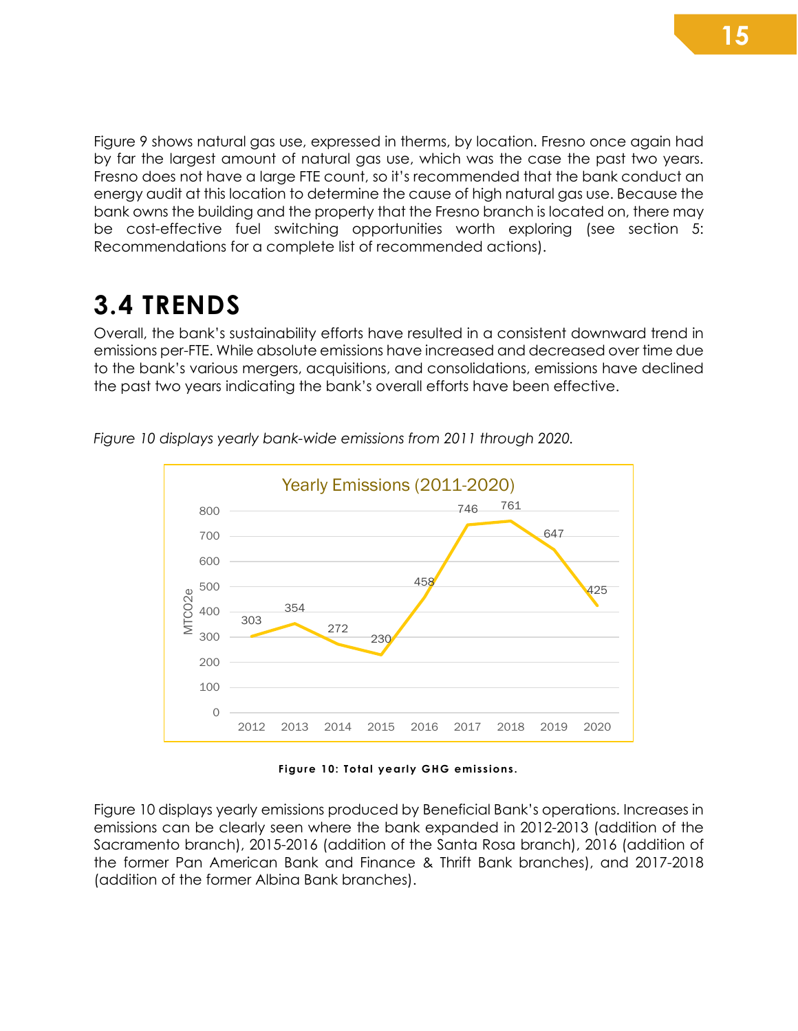Figure 9 shows natural gas use, expressed in therms, by location. Fresno once again had by far the largest amount of natural gas use, which was the case the past two years. Fresno does not have a large FTE count, so it's recommended that the bank conduct an energy audit at this location to determine the cause of high natural gas use. Because the bank owns the building and the property that the Fresno branch is located on, there may be cost-effective fuel switching opportunities worth exploring (see section 5: Recommendations for a complete list of recommended actions).

## 3.4 TRENDS

Overall, the bank's sustainability efforts have resulted in a consistent downward trend in emissions per-FTE. While absolute emissions have increased and decreased over time due to the bank's various mergers, acquisitions, and consolidations, emissions have declined the past two years indicating the bank's overall efforts have been effective.

*Figure 10 displays yearly bank-wide emissions from 2011 through 2020.*

Yearly Emissions (2011-2020)

| Year | MTCO2e |
|---|---|
| 2012 | 303 |
| 2013 | 354 |
| 2014 | 272 |
| 2015 | 230 |
| 2016 | 458 |
| 2017 | 746 |
| 2018 | 761 |
| 2019 | 647 |
| 2020 | 425 |

**Figure 10: Total yearly GHG emissions.**

Figure 10 displays yearly emissions produced by Beneficial Bank's operations. Increases in emissions can be clearly seen where the bank expanded in 2012-2013 (addition of the Sacramento branch), 2015-2016 (addition of the Santa Rosa branch), 2016 (addition of the former Pan American Bank and Finance & Thrift Bank branches), and 2017-2018 (addition of the former Albina Bank branches).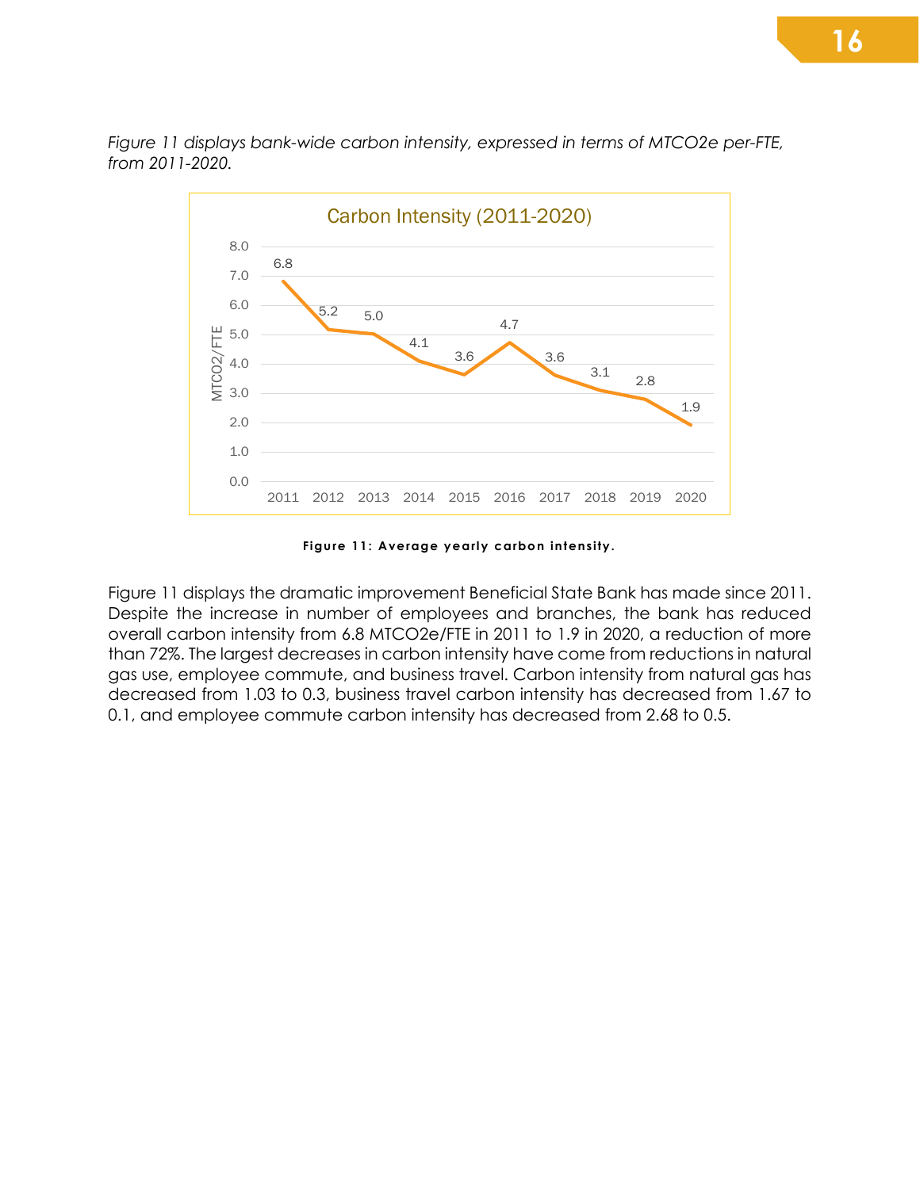*Figure 11 displays bank-wide carbon intensity, expressed in terms of MTCO2e per-FTE, from 2011-2020.*

Carbon Intensity (2011-2020)

| Year | MTCO2/FTE |
|---|---|
| 2011 | 6.8 |
| 2012 | 5.2 |
| 2013 | 5.0 |
| 2014 | 4.1 |
| 2015 | 3.6 |
| 2016 | 4.7 |
| 2017 | 3.6 |
| 2018 | 3.1 |
| 2019 | 2.8 |
| 2020 | 1.9 |

**Figure 11: Average yearly carbon intensity.**

Figure 11 displays the dramatic improvement Beneficial State Bank has made since 2011. Despite the increase in number of employees and branches, the bank has reduced overall carbon intensity from 6.8 MTCO2e/FTE in 2011 to 1.9 in 2020, a reduction of more than 72%. The largest decreases in carbon intensity have come from reductions in natural gas use, employee commute, and business travel. Carbon intensity from natural gas has decreased from 1.03 to 0.3, business travel carbon intensity has decreased from 1.67 to 0.1, and employee commute carbon intensity has decreased from 2.68 to 0.5.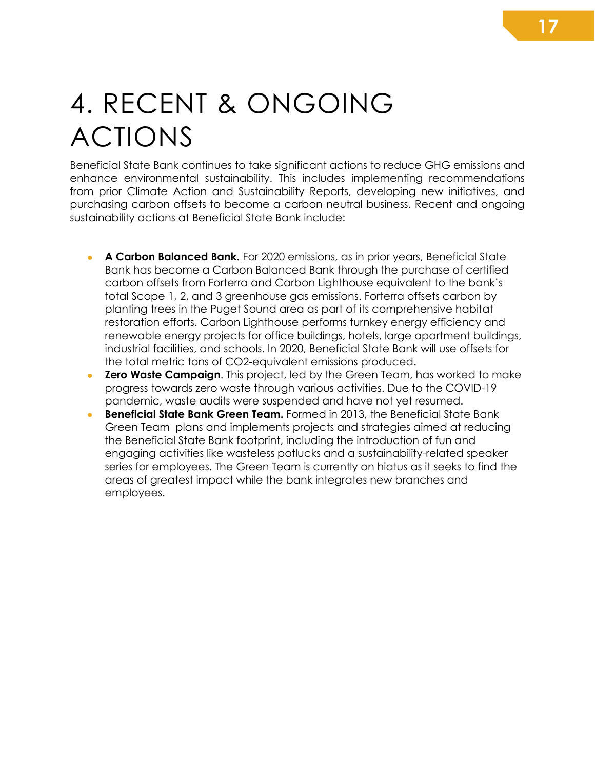# 4. RECENT & ONGOING ACTIONS

Beneficial State Bank continues to take significant actions to reduce GHG emissions and enhance environmental sustainability. This includes implementing recommendations from prior Climate Action and Sustainability Reports, developing new initiatives, and purchasing carbon offsets to become a carbon neutral business. Recent and ongoing sustainability actions at Beneficial State Bank include:

- **A Carbon Balanced Bank.** For 2020 emissions, as in prior years, Beneficial State Bank has become a Carbon Balanced Bank through the purchase of certified carbon offsets from Forterra and Carbon Lighthouse equivalent to the bank's total Scope 1, 2, and 3 greenhouse gas emissions. Forterra offsets carbon by planting trees in the Puget Sound area as part of its comprehensive habitat restoration efforts. Carbon Lighthouse performs turnkey energy efficiency and renewable energy projects for office buildings, hotels, large apartment buildings, industrial facilities, and schools. In 2020, Beneficial State Bank will use offsets for the total metric tons of $CO_2$-equivalent emissions produced.
- **Zero Waste Campaign**. This project, led by the Green Team, has worked to make progress towards zero waste through various activities. Due to the COVID-19 pandemic, waste audits were suspended and have not yet resumed.
- **Beneficial State Bank Green Team.** Formed in 2013, the Beneficial State Bank Green Team plans and implements projects and strategies aimed at reducing the Beneficial State Bank footprint, including the introduction of fun and engaging activities like wasteless potlucks and a sustainability-related speaker series for employees. The Green Team is currently on hiatus as it seeks to find the areas of greatest impact while the bank integrates new branches and employees.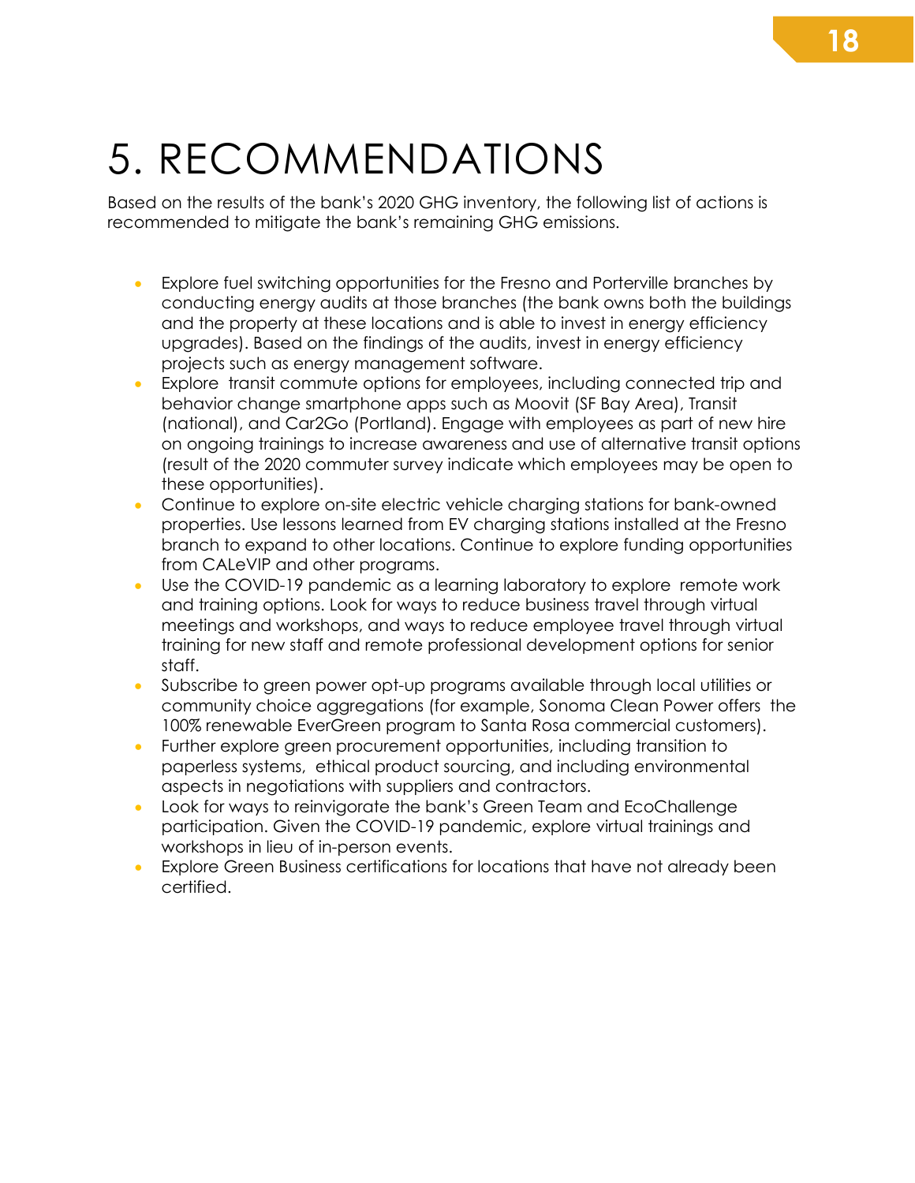# 5. RECOMMENDATIONS

Based on the results of the bank's 2020 GHG inventory, the following list of actions is recommended to mitigate the bank's remaining GHG emissions.

- Explore fuel switching opportunities for the Fresno and Porterville branches by conducting energy audits at those branches (the bank owns both the buildings and the property at these locations and is able to invest in energy efficiency upgrades). Based on the findings of the audits, invest in energy efficiency projects such as energy management software.
- Explore transit commute options for employees, including connected trip and behavior change smartphone apps such as Moovit (SF Bay Area), Transit (national), and Car2Go (Portland). Engage with employees as part of new hire on ongoing trainings to increase awareness and use of alternative transit options (result of the 2020 commuter survey indicate which employees may be open to these opportunities).
- Continue to explore on-site electric vehicle charging stations for bank-owned properties. Use lessons learned from EV charging stations installed at the Fresno branch to expand to other locations. Continue to explore funding opportunities from CALeVIP and other programs.
- Use the COVID-19 pandemic as a learning laboratory to explore remote work and training options. Look for ways to reduce business travel through virtual meetings and workshops, and ways to reduce employee travel through virtual training for new staff and remote professional development options for senior staff.
- Subscribe to green power opt-up programs available through local utilities or community choice aggregations (for example, Sonoma Clean Power offers the 100% renewable EverGreen program to Santa Rosa commercial customers).
- Further explore green procurement opportunities, including transition to paperless systems, ethical product sourcing, and including environmental aspects in negotiations with suppliers and contractors.
- Look for ways to reinvigorate the bank's Green Team and EcoChallenge participation. Given the COVID-19 pandemic, explore virtual trainings and workshops in lieu of in-person events.
- Explore Green Business certifications for locations that have not already been certified.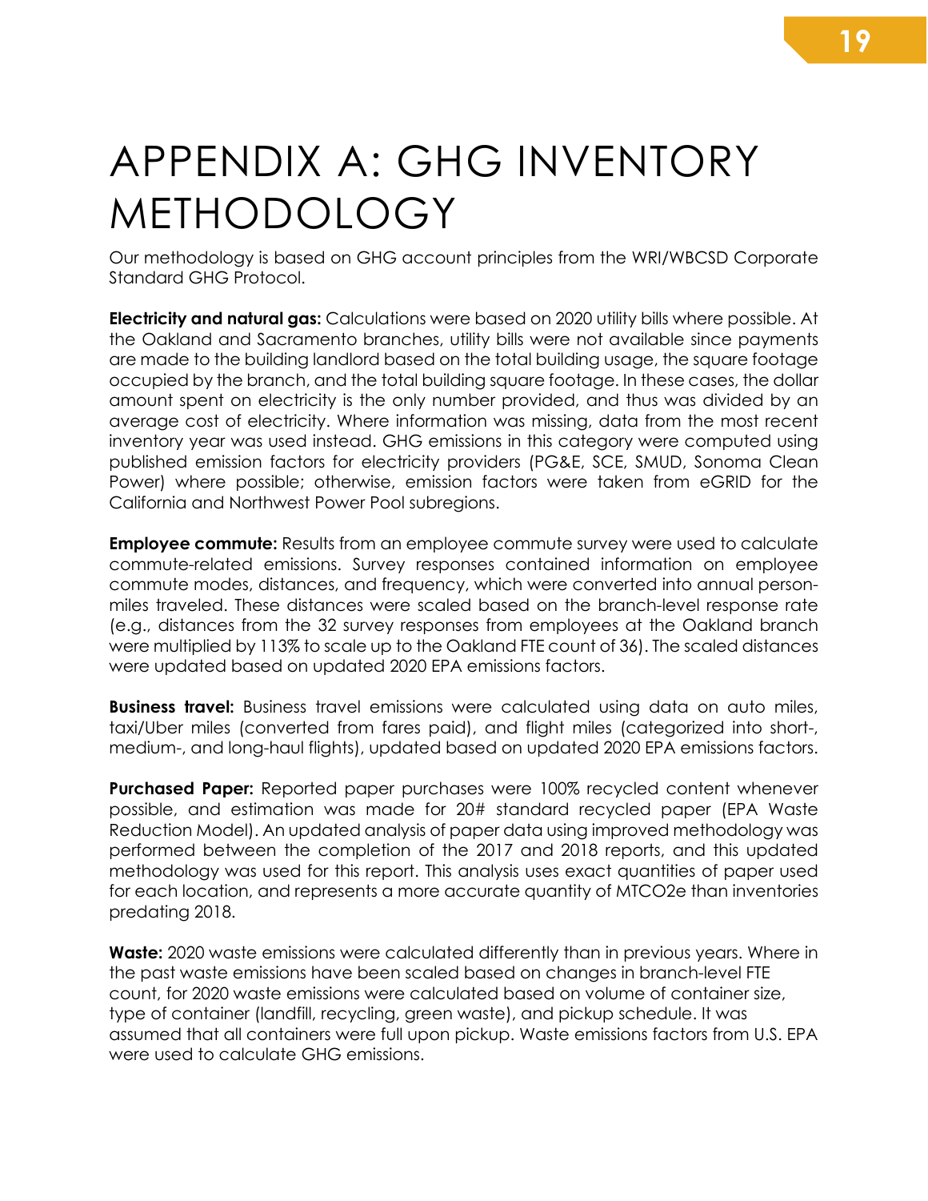# APPENDIX A: GHG INVENTORY METHODOLOGY

Our methodology is based on GHG account principles from the WRI/WBCSD Corporate Standard GHG Protocol.

**Electricity and natural gas:** Calculations were based on 2020 utility bills where possible. At the Oakland and Sacramento branches, utility bills were not available since payments are made to the building landlord based on the total building usage, the square footage occupied by the branch, and the total building square footage. In these cases, the dollar amount spent on electricity is the only number provided, and thus was divided by an average cost of electricity. Where information was missing, data from the most recent inventory year was used instead. GHG emissions in this category were computed using published emission factors for electricity providers (PG&E, SCE, SMUD, Sonoma Clean Power) where possible; otherwise, emission factors were taken from eGRID for the California and Northwest Power Pool subregions.

**Employee commute:** Results from an employee commute survey were used to calculate commute-related emissions. Survey responses contained information on employee commute modes, distances, and frequency, which were converted into annual person-miles traveled. These distances were scaled based on the branch-level response rate (e.g., distances from the 32 survey responses from employees at the Oakland branch were multiplied by 113% to scale up to the Oakland FTE count of 36). The scaled distances were updated based on updated 2020 EPA emissions factors.

**Business travel:** Business travel emissions were calculated using data on auto miles, taxi/Uber miles (converted from fares paid), and flight miles (categorized into short-, medium-, and long-haul flights), updated based on updated 2020 EPA emissions factors.

**Purchased Paper:** Reported paper purchases were 100% recycled content whenever possible, and estimation was made for 20# standard recycled paper (EPA Waste Reduction Model). An updated analysis of paper data using improved methodology was performed between the completion of the 2017 and 2018 reports, and this updated methodology was used for this report. This analysis uses exact quantities of paper used for each location, and represents a more accurate quantity of MTCO2e than inventories predating 2018.

**Waste:** 2020 waste emissions were calculated differently than in previous years. Where in the past waste emissions have been scaled based on changes in branch-level FTE count, for 2020 waste emissions were calculated based on volume of container size, type of container (landfill, recycling, green waste), and pickup schedule. It was assumed that all containers were full upon pickup. Waste emissions factors from U.S. EPA were used to calculate GHG emissions.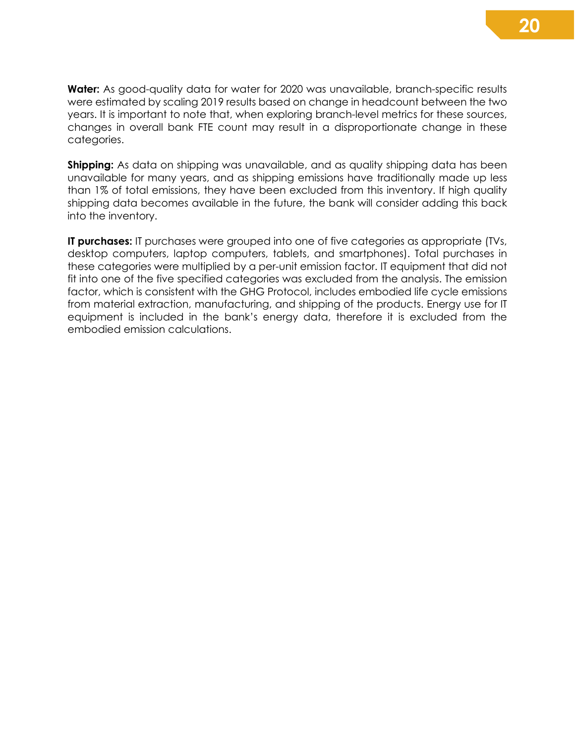**Water:** As good-quality data for water for 2020 was unavailable, branch-specific results were estimated by scaling 2019 results based on change in headcount between the two years. It is important to note that, when exploring branch-level metrics for these sources, changes in overall bank FTE count may result in a disproportionate change in these categories.

**Shipping:** As data on shipping was unavailable, and as quality shipping data has been unavailable for many years, and as shipping emissions have traditionally made up less than 1% of total emissions, they have been excluded from this inventory. If high quality shipping data becomes available in the future, the bank will consider adding this back into the inventory.

**IT purchases:** IT purchases were grouped into one of five categories as appropriate (TVs, desktop computers, laptop computers, tablets, and smartphones). Total purchases in these categories were multiplied by a per-unit emission factor. IT equipment that did not fit into one of the five specified categories was excluded from the analysis. The emission factor, which is consistent with the GHG Protocol, includes embodied life cycle emissions from material extraction, manufacturing, and shipping of the products. Energy use for IT equipment is included in the bank's energy data, therefore it is excluded from the embodied emission calculations.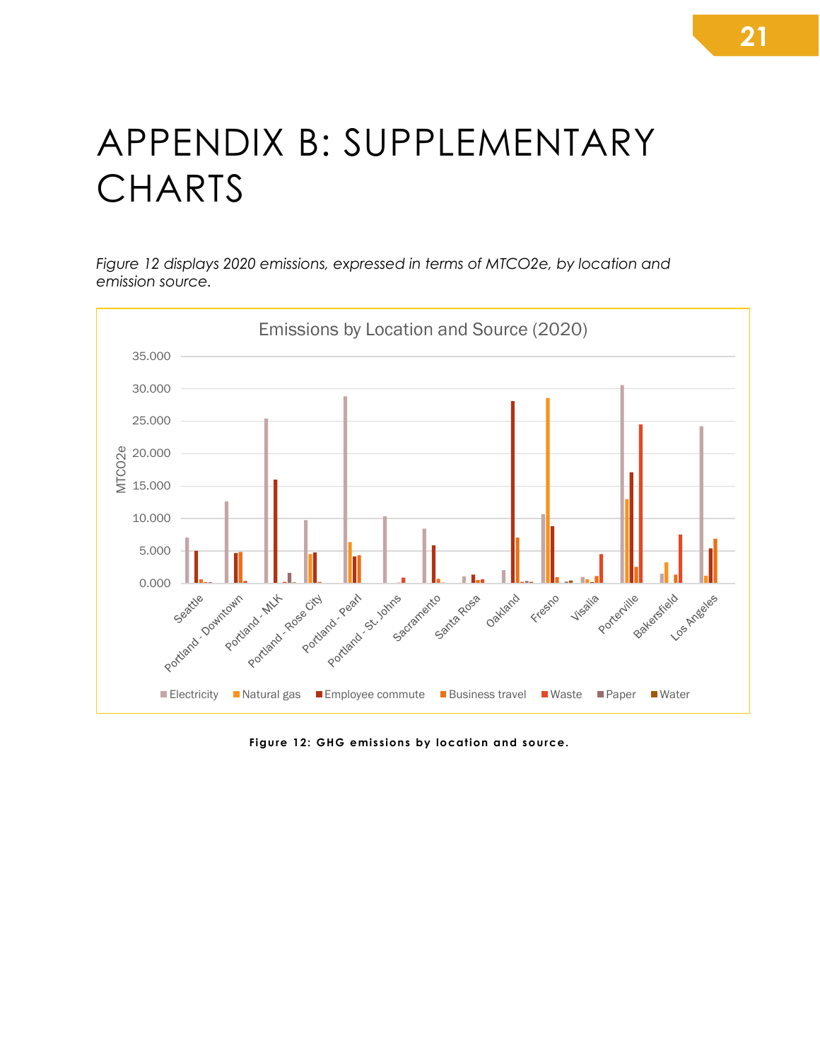# APPENDIX B: SUPPLEMENTARY CHARTS

*Figure 12 displays 2020 emissions, expressed in terms of MTCO2e, by location and emission source.*

Figure 12: GHG emissions by location and source.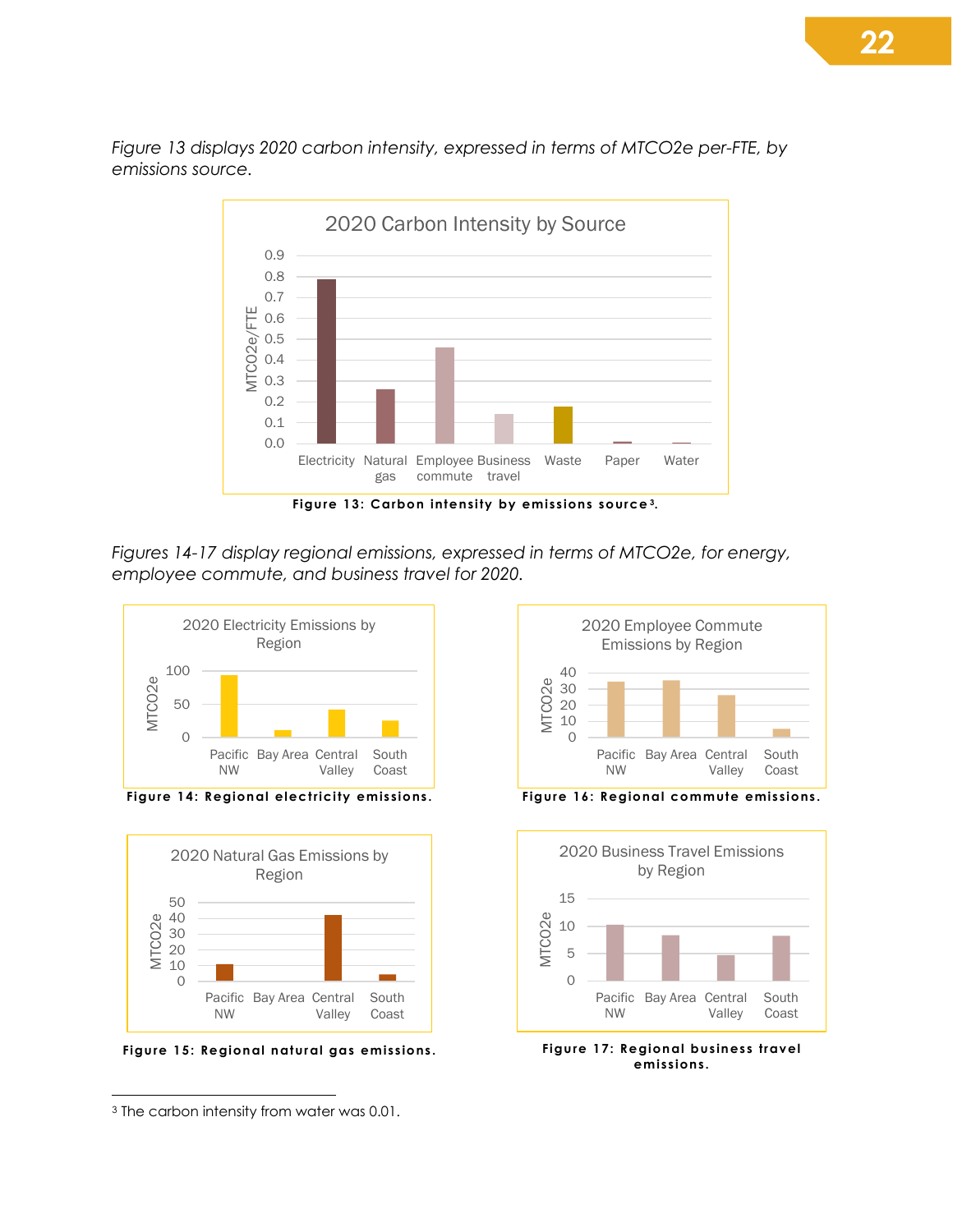*Figure 13 displays 2020 carbon intensity, expressed in terms of MTCO2e per-FTE, by emissions source.*

**Figure 13: Carbon intensity by emissions source[3].**

*Figures 14-17 display regional emissions, expressed in terms of MTCO2e, for energy, employee commute, and business travel for 2020.*

**Figure 14: Regional electricity emissions.**

**Figure 16: Regional commute emissions.**

**Figure 15: Regional natural gas emissions.**

**Figure 17: Regional business travel emissions.**

---

[3] The carbon intensity from water was 0.01.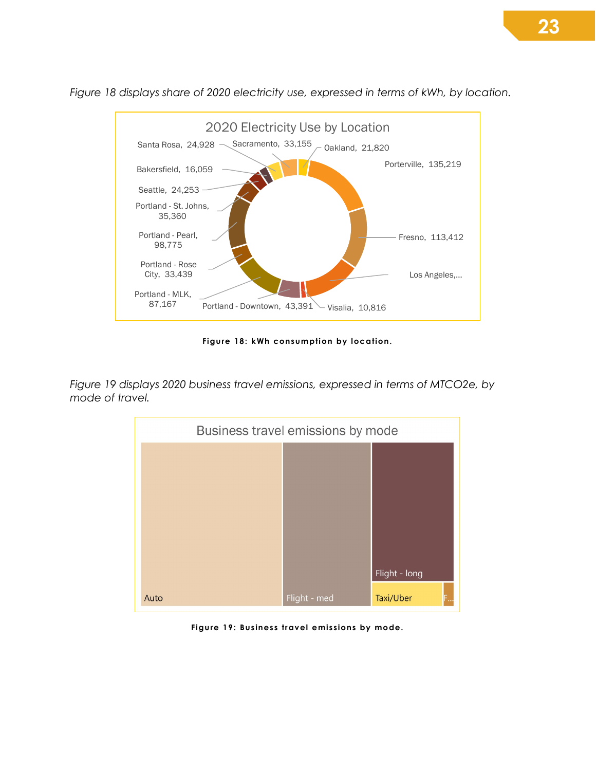*Figure 18 displays share of 2020 electricity use, expressed in terms of kWh, by location.*

**Figure 18: kWh consumption by location.**

*Figure 19 displays 2020 business travel emissions, expressed in terms of MTCO2e, by mode of travel.*

**Figure 19: Business travel emissions by mode.**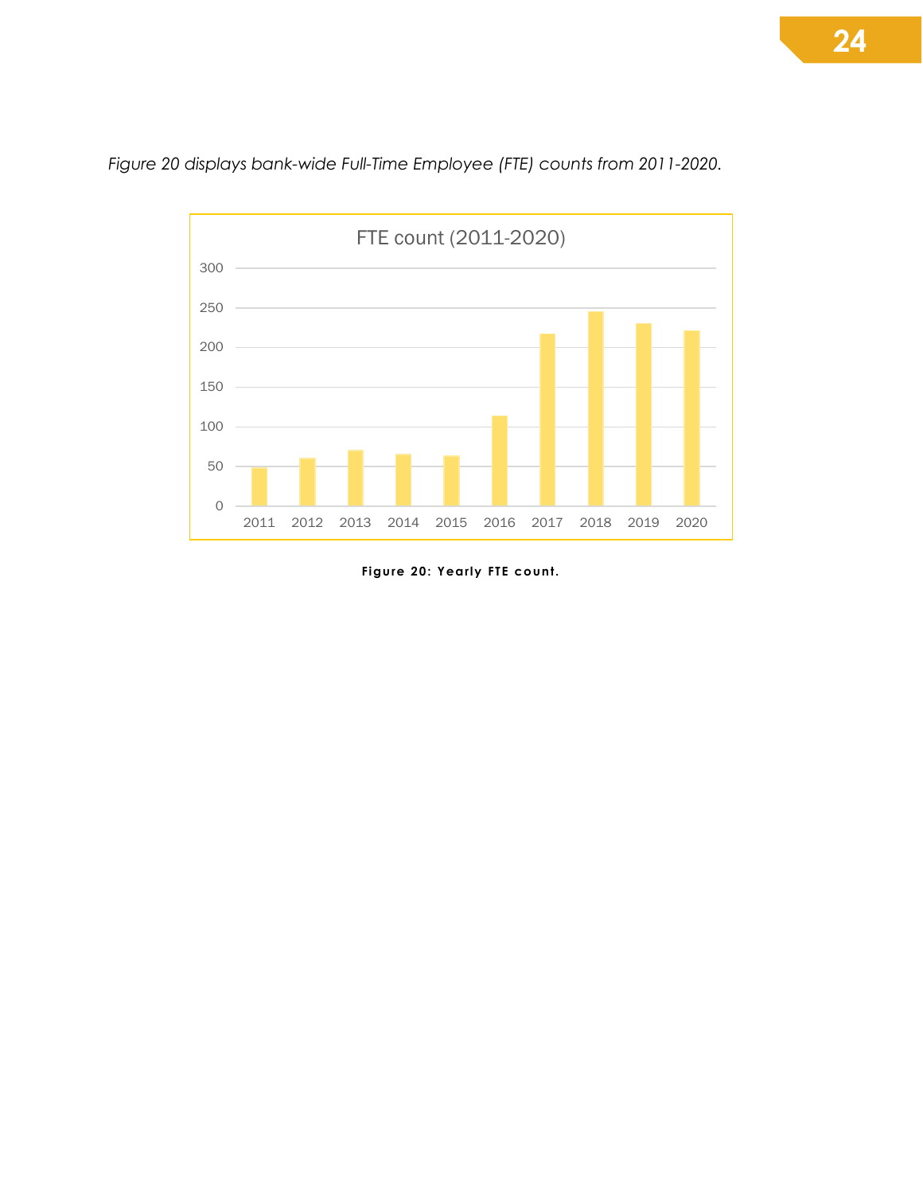*Figure 20 displays bank-wide Full-Time Employee (FTE) counts from 2011-2020.*

**Figure 20: Yearly FTE count.**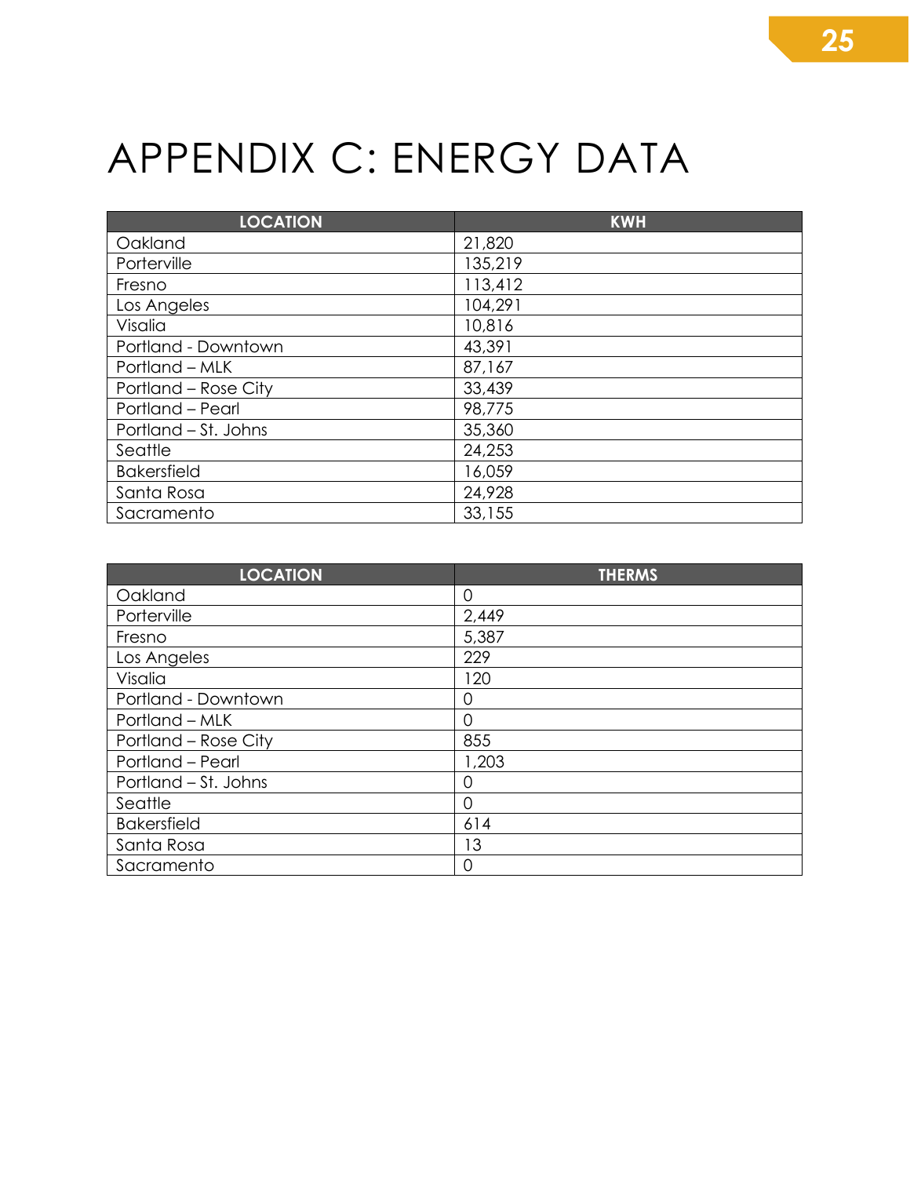# APPENDIX C: ENERGY DATA

| LOCATION | KWH |
| --- | --- |
| Oakland | 21,820 |
| Porterville | 135,219 |
| Fresno | 113,412 |
| Los Angeles | 104,291 |
| Visalia | 10,816 |
| Portland - Downtown | 43,391 |
| Portland – MLK | 87,167 |
| Portland – Rose City | 33,439 |
| Portland – Pearl | 98,775 |
| Portland – St. Johns | 35,360 |
| Seattle | 24,253 |
| Bakersfield | 16,059 |
| Santa Rosa | 24,928 |
| Sacramento | 33,155 |

| LOCATION | THERMS |
| --- | --- |
| Oakland | 0 |
| Porterville | 2,449 |
| Fresno | 5,387 |
| Los Angeles | 229 |
| Visalia | 120 |
| Portland - Downtown | 0 |
| Portland – MLK | 0 |
| Portland – Rose City | 855 |
| Portland – Pearl | 1,203 |
| Portland – St. Johns | 0 |
| Seattle | 0 |
| Bakersfield | 614 |
| Santa Rosa | 13 |
| Sacramento | 0 |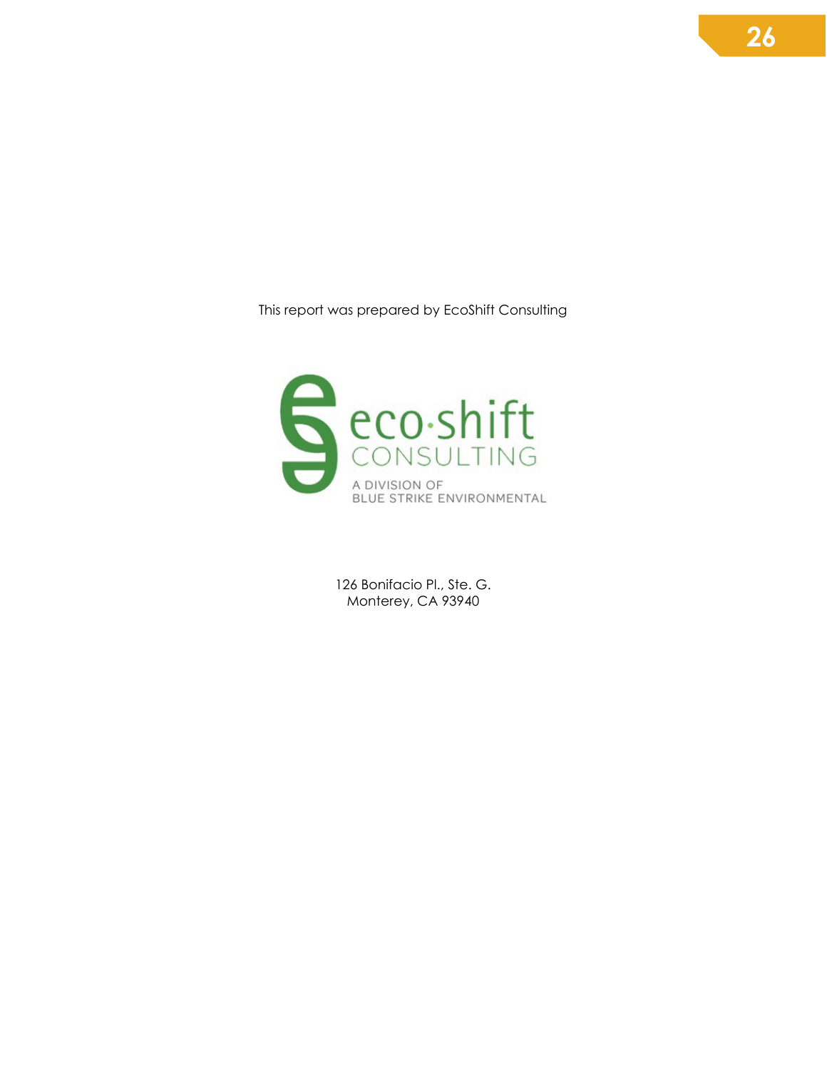This report was prepared by EcoShift Consulting

eco·shift
CONSULTING
A DIVISION OF
BLUE STRIKE ENVIRONMENTAL

126 Bonifacio Pl., Ste. G.
Monterey, CA 93940